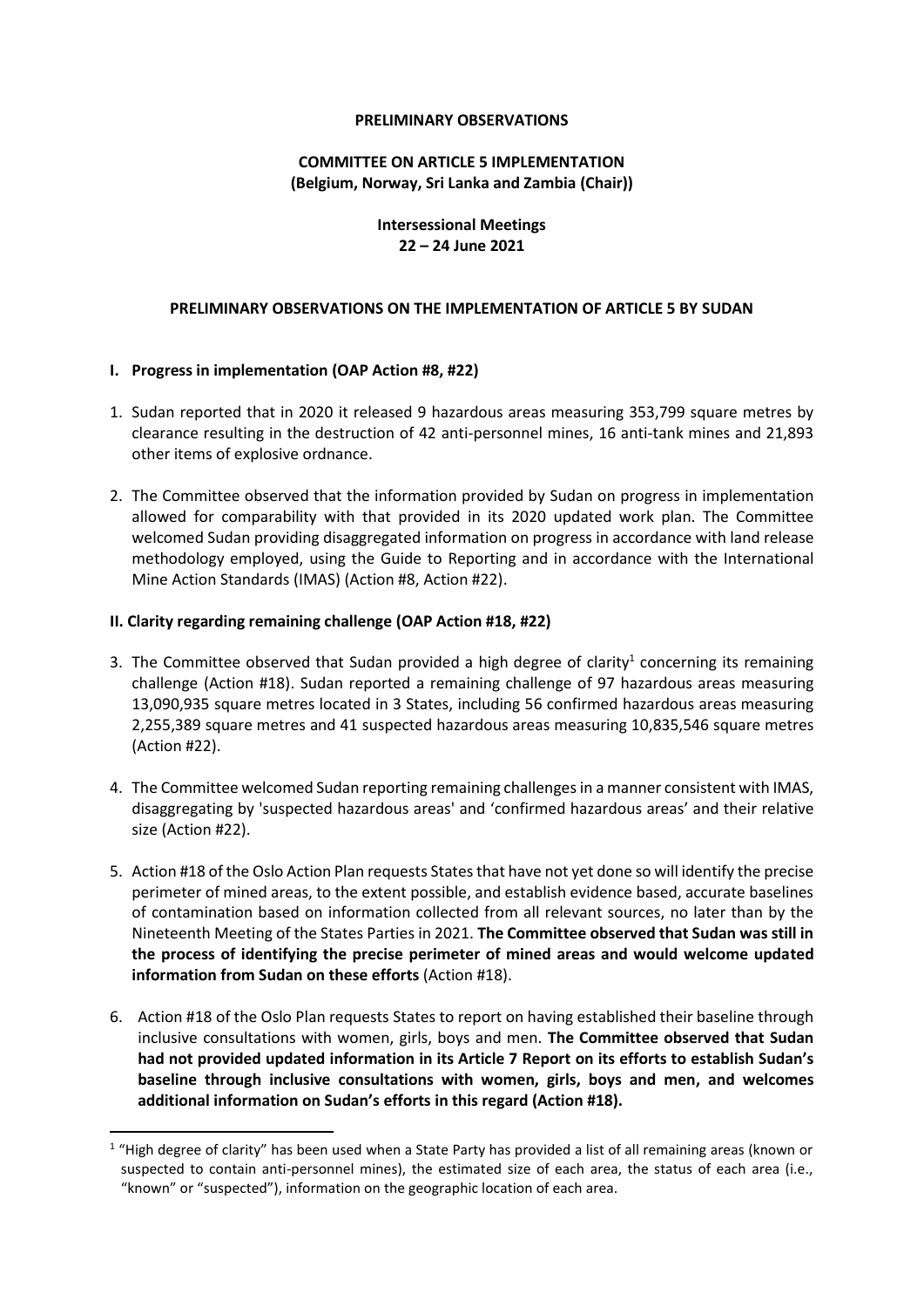**PRELIMINARY OBSERVATIONS**

**COMMITTEE ON ARTICLE 5 IMPLEMENTATION**
**(Belgium, Norway, Sri Lanka and Zambia (Chair))**

**Intersessional Meetings**
**22 – 24 June 2021**

## PRELIMINARY OBSERVATIONS ON THE IMPLEMENTATION OF ARTICLE 5 BY SUDAN

### I. Progress in implementation (OAP Action #8, #22)

1. Sudan reported that in 2020 it released 9 hazardous areas measuring 353,799 square metres by clearance resulting in the destruction of 42 anti-personnel mines, 16 anti-tank mines and 21,893 other items of explosive ordnance.

2. The Committee observed that the information provided by Sudan on progress in implementation allowed for comparability with that provided in its 2020 updated work plan. The Committee welcomed Sudan providing disaggregated information on progress in accordance with land release methodology employed, using the Guide to Reporting and in accordance with the International Mine Action Standards (IMAS) (Action #8, Action #22).

### II. Clarity regarding remaining challenge (OAP Action #18, #22)

3. The Committee observed that Sudan provided a high degree of clarity[1] concerning its remaining challenge (Action #18). Sudan reported a remaining challenge of 97 hazardous areas measuring 13,090,935 square metres located in 3 States, including 56 confirmed hazardous areas measuring 2,255,389 square metres and 41 suspected hazardous areas measuring 10,835,546 square metres (Action #22).

4. The Committee welcomed Sudan reporting remaining challenges in a manner consistent with IMAS, disaggregating by 'suspected hazardous areas' and 'confirmed hazardous areas' and their relative size (Action #22).

5. Action #18 of the Oslo Action Plan requests States that have not yet done so will identify the precise perimeter of mined areas, to the extent possible, and establish evidence based, accurate baselines of contamination based on information collected from all relevant sources, no later than by the Nineteenth Meeting of the States Parties in 2021. **The Committee observed that Sudan was still in the process of identifying the precise perimeter of mined areas and would welcome updated information from Sudan on these efforts** (Action #18).

6. Action #18 of the Oslo Plan requests States to report on having established their baseline through inclusive consultations with women, girls, boys and men. **The Committee observed that Sudan had not provided updated information in its Article 7 Report on its efforts to establish Sudan's baseline through inclusive consultations with women, girls, boys and men, and welcomes additional information on Sudan's efforts in this regard (Action #18).**

---

[1] "High degree of clarity" has been used when a State Party has provided a list of all remaining areas (known or suspected to contain anti-personnel mines), the estimated size of each area, the status of each area (i.e., "known" or "suspected"), information on the geographic location of each area.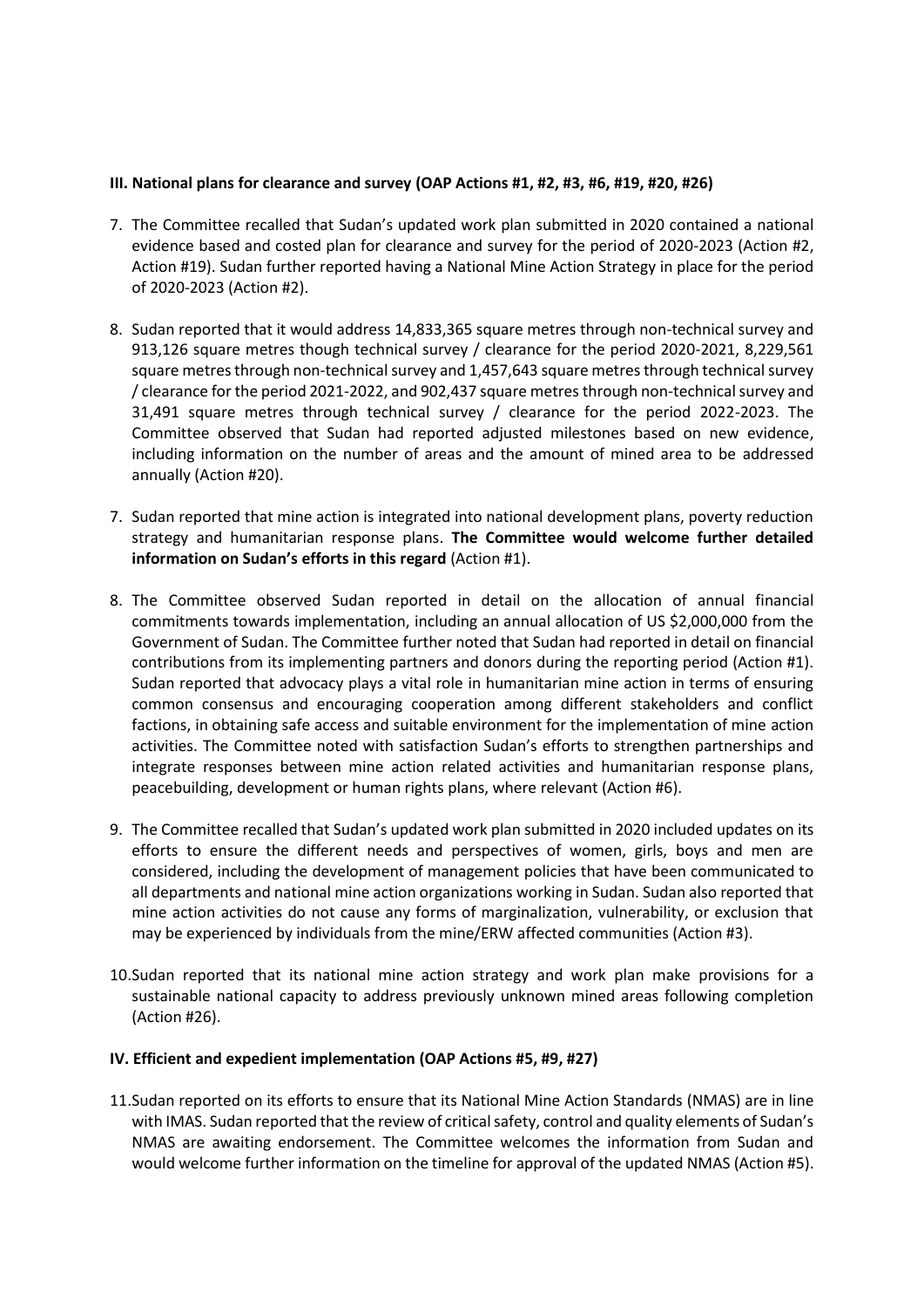**III. National plans for clearance and survey (OAP Actions #1, #2, #3, #6, #19, #20, #26)**

7. The Committee recalled that Sudan's updated work plan submitted in 2020 contained a national evidence based and costed plan for clearance and survey for the period of 2020-2023 (Action #2, Action #19). Sudan further reported having a National Mine Action Strategy in place for the period of 2020-2023 (Action #2).

8. Sudan reported that it would address 14,833,365 square metres through non-technical survey and 913,126 square metres though technical survey / clearance for the period 2020-2021, 8,229,561 square metres through non-technical survey and 1,457,643 square metres through technical survey / clearance for the period 2021-2022, and 902,437 square metres through non-technical survey and 31,491 square metres through technical survey / clearance for the period 2022-2023. The Committee observed that Sudan had reported adjusted milestones based on new evidence, including information on the number of areas and the amount of mined area to be addressed annually (Action #20).

7. Sudan reported that mine action is integrated into national development plans, poverty reduction strategy and humanitarian response plans. **The Committee would welcome further detailed information on Sudan's efforts in this regard** (Action #1).

8. The Committee observed Sudan reported in detail on the allocation of annual financial commitments towards implementation, including an annual allocation of US $2,000,000 from the Government of Sudan. The Committee further noted that Sudan had reported in detail on financial contributions from its implementing partners and donors during the reporting period (Action #1). Sudan reported that advocacy plays a vital role in humanitarian mine action in terms of ensuring common consensus and encouraging cooperation among different stakeholders and conflict factions, in obtaining safe access and suitable environment for the implementation of mine action activities. The Committee noted with satisfaction Sudan's efforts to strengthen partnerships and integrate responses between mine action related activities and humanitarian response plans, peacebuilding, development or human rights plans, where relevant (Action #6).

9. The Committee recalled that Sudan's updated work plan submitted in 2020 included updates on its efforts to ensure the different needs and perspectives of women, girls, boys and men are considered, including the development of management policies that have been communicated to all departments and national mine action organizations working in Sudan. Sudan also reported that mine action activities do not cause any forms of marginalization, vulnerability, or exclusion that may be experienced by individuals from the mine/ERW affected communities (Action #3).

10. Sudan reported that its national mine action strategy and work plan make provisions for a sustainable national capacity to address previously unknown mined areas following completion (Action #26).

**IV. Efficient and expedient implementation (OAP Actions #5, #9, #27)**

11. Sudan reported on its efforts to ensure that its National Mine Action Standards (NMAS) are in line with IMAS. Sudan reported that the review of critical safety, control and quality elements of Sudan's NMAS are awaiting endorsement. The Committee welcomes the information from Sudan and would welcome further information on the timeline for approval of the updated NMAS (Action #5).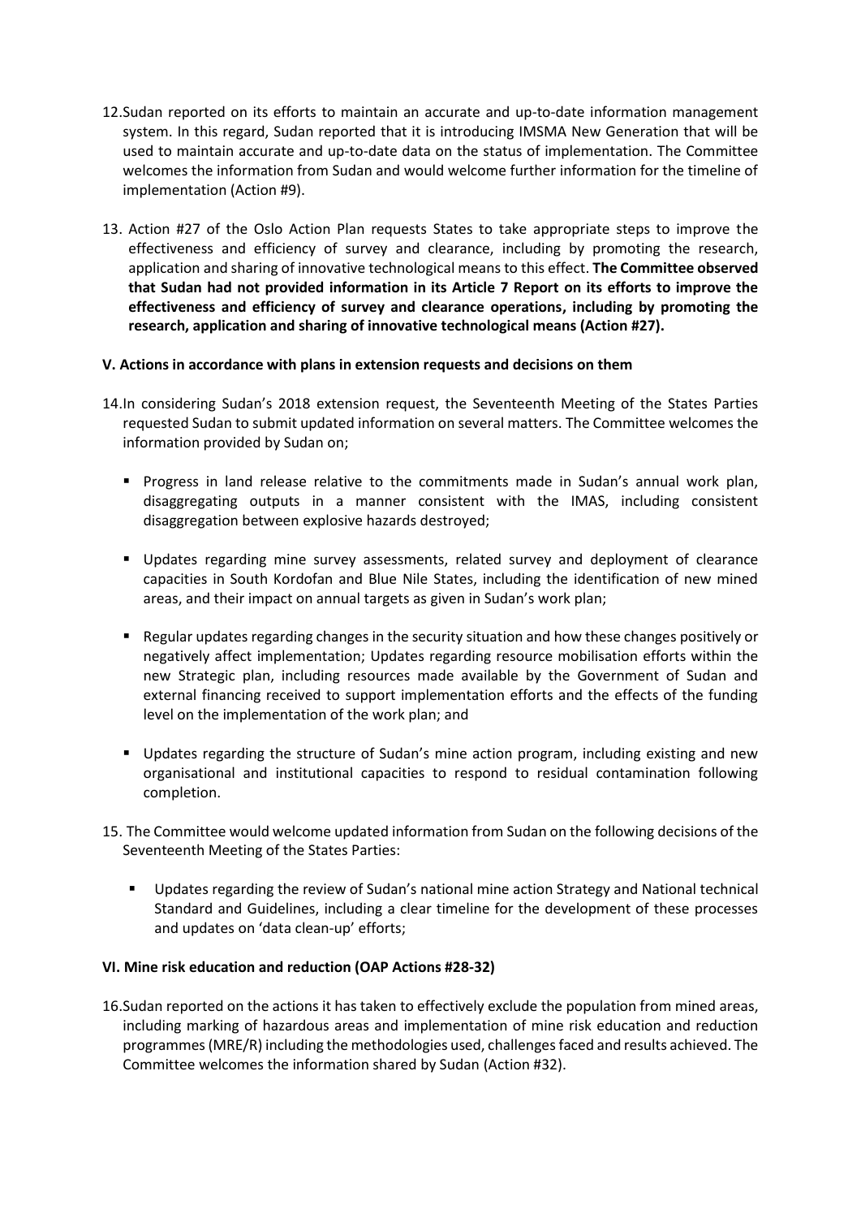12. Sudan reported on its efforts to maintain an accurate and up-to-date information management system. In this regard, Sudan reported that it is introducing IMSMA New Generation that will be used to maintain accurate and up-to-date data on the status of implementation. The Committee welcomes the information from Sudan and would welcome further information for the timeline of implementation (Action #9).

13. Action #27 of the Oslo Action Plan requests States to take appropriate steps to improve the effectiveness and efficiency of survey and clearance, including by promoting the research, application and sharing of innovative technological means to this effect. **The Committee observed that Sudan had not provided information in its Article 7 Report on its efforts to improve the effectiveness and efficiency of survey and clearance operations, including by promoting the research, application and sharing of innovative technological means (Action #27).**

### V. Actions in accordance with plans in extension requests and decisions on them

14. In considering Sudan's 2018 extension request, the Seventeenth Meeting of the States Parties requested Sudan to submit updated information on several matters. The Committee welcomes the information provided by Sudan on;

   - Progress in land release relative to the commitments made in Sudan's annual work plan, disaggregating outputs in a manner consistent with the IMAS, including consistent disaggregation between explosive hazards destroyed;
   - Updates regarding mine survey assessments, related survey and deployment of clearance capacities in South Kordofan and Blue Nile States, including the identification of new mined areas, and their impact on annual targets as given in Sudan's work plan;
   - Regular updates regarding changes in the security situation and how these changes positively or negatively affect implementation; Updates regarding resource mobilisation efforts within the new Strategic plan, including resources made available by the Government of Sudan and external financing received to support implementation efforts and the effects of the funding level on the implementation of the work plan; and
   - Updates regarding the structure of Sudan's mine action program, including existing and new organisational and institutional capacities to respond to residual contamination following completion.

15. The Committee would welcome updated information from Sudan on the following decisions of the Seventeenth Meeting of the States Parties:

   - Updates regarding the review of Sudan's national mine action Strategy and National technical Standard and Guidelines, including a clear timeline for the development of these processes and updates on 'data clean-up' efforts;

### VI. Mine risk education and reduction (OAP Actions #28-32)

16. Sudan reported on the actions it has taken to effectively exclude the population from mined areas, including marking of hazardous areas and implementation of mine risk education and reduction programmes (MRE/R) including the methodologies used, challenges faced and results achieved. The Committee welcomes the information shared by Sudan (Action #32).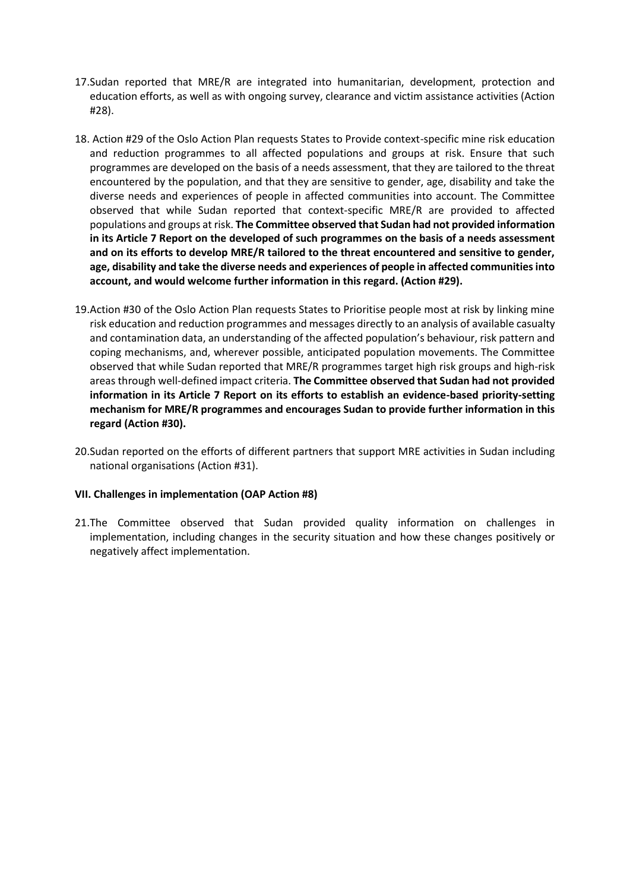17. Sudan reported that MRE/R are integrated into humanitarian, development, protection and education efforts, as well as with ongoing survey, clearance and victim assistance activities (Action #28).

18. Action #29 of the Oslo Action Plan requests States to Provide context-specific mine risk education and reduction programmes to all affected populations and groups at risk. Ensure that such programmes are developed on the basis of a needs assessment, that they are tailored to the threat encountered by the population, and that they are sensitive to gender, age, disability and take the diverse needs and experiences of people in affected communities into account. The Committee observed that while Sudan reported that context-specific MRE/R are provided to affected populations and groups at risk. **The Committee observed that Sudan had not provided information in its Article 7 Report on the developed of such programmes on the basis of a needs assessment and on its efforts to develop MRE/R tailored to the threat encountered and sensitive to gender, age, disability and take the diverse needs and experiences of people in affected communities into account, and would welcome further information in this regard. (Action #29).**

19. Action #30 of the Oslo Action Plan requests States to Prioritise people most at risk by linking mine risk education and reduction programmes and messages directly to an analysis of available casualty and contamination data, an understanding of the affected population's behaviour, risk pattern and coping mechanisms, and, wherever possible, anticipated population movements. The Committee observed that while Sudan reported that MRE/R programmes target high risk groups and high-risk areas through well-defined impact criteria. **The Committee observed that Sudan had not provided information in its Article 7 Report on its efforts to establish an evidence-based priority-setting mechanism for MRE/R programmes and encourages Sudan to provide further information in this regard (Action #30).**

20. Sudan reported on the efforts of different partners that support MRE activities in Sudan including national organisations (Action #31).

### VII. Challenges in implementation (OAP Action #8)

21. The Committee observed that Sudan provided quality information on challenges in implementation, including changes in the security situation and how these changes positively or negatively affect implementation.